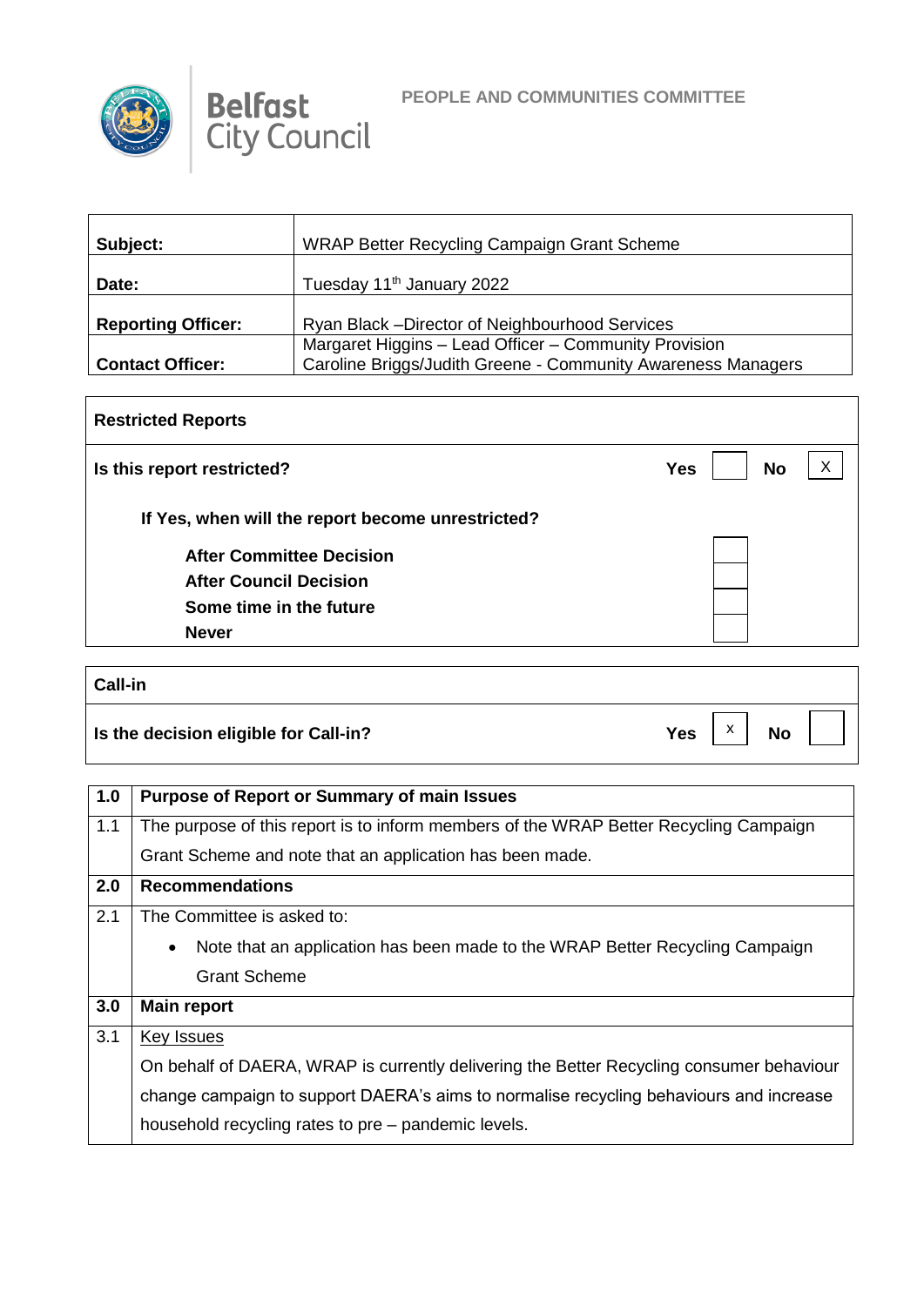Belfast City Council

PEOPLE AND COMMUNITIES COMMITTEE

| | |
|---|---|
| **Subject:** | WRAP Better Recycling Campaign Grant Scheme |
| **Date:** | Tuesday 11th January 2022 |
| **Reporting Officer:** | Ryan Black –Director of Neighbourhood Services |
| **Contact Officer:** | Margaret Higgins – Lead Officer – Community Provision<br>Caroline Briggs/Judith Greene - Community Awareness Managers |

| **Restricted Reports** | | | | |
|---|---|---|---|---|
| **Is this report restricted?** | **Yes** | | **No** | X |
| **If Yes, when will the report become unrestricted?** | | | | |
| **After Committee Decision** | | | | |
| **After Council Decision** | | | | |
| **Some time in the future** | | | | |
| **Never** | | | | |

| **Call-in** | | | | |
|---|---|---|---|---|
| **Is the decision eligible for Call-in?** | **Yes** | X | **No** | |

| | |
|---|---|
| **1.0** | **Purpose of Report or Summary of main Issues** |
| 1.1 | The purpose of this report is to inform members of the WRAP Better Recycling Campaign Grant Scheme and note that an application has been made. |
| **2.0** | **Recommendations** |
| 2.1 | The Committee is asked to:<br>• Note that an application has been made to the WRAP Better Recycling Campaign Grant Scheme |
| **3.0** | **Main report** |
| 3.1 | Key Issues<br>On behalf of DAERA, WRAP is currently delivering the Better Recycling consumer behaviour change campaign to support DAERA's aims to normalise recycling behaviours and increase household recycling rates to pre – pandemic levels. |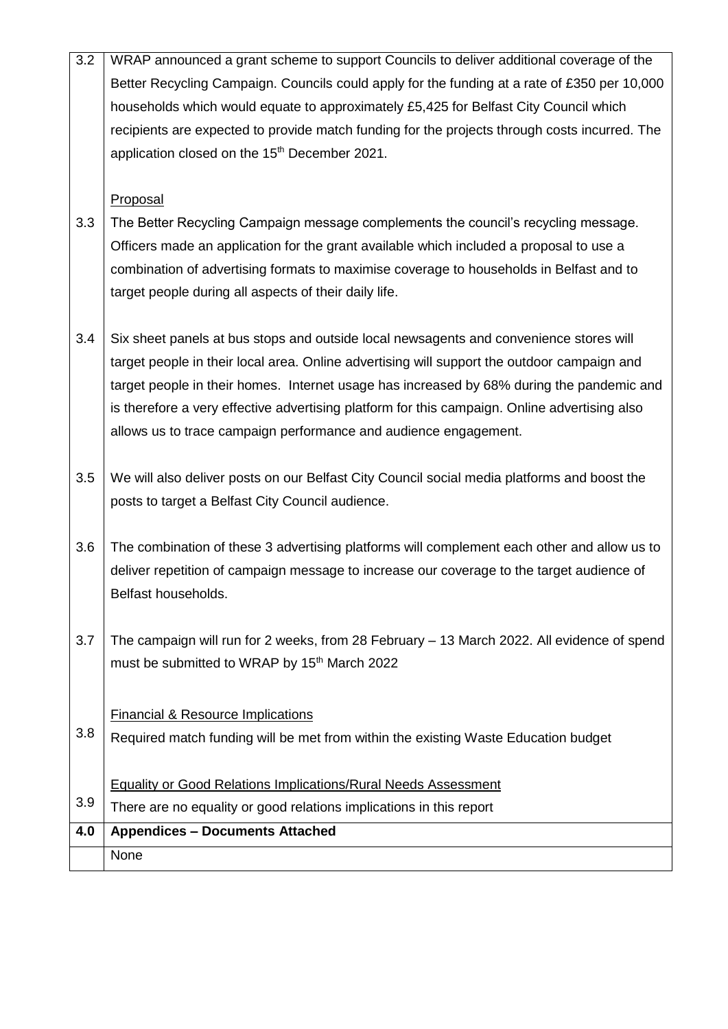| | |
|---|---|
| 3.2 | WRAP announced a grant scheme to support Councils to deliver additional coverage of the Better Recycling Campaign. Councils could apply for the funding at a rate of £350 per 10,000 households which would equate to approximately £5,425 for Belfast City Council which recipients are expected to provide match funding for the projects through costs incurred. The application closed on the 15th December 2021. |
| | Proposal |
| 3.3 | The Better Recycling Campaign message complements the council's recycling message. Officers made an application for the grant available which included a proposal to use a combination of advertising formats to maximise coverage to households in Belfast and to target people during all aspects of their daily life. |
| 3.4 | Six sheet panels at bus stops and outside local newsagents and convenience stores will target people in their local area. Online advertising will support the outdoor campaign and target people in their homes. Internet usage has increased by 68% during the pandemic and is therefore a very effective advertising platform for this campaign. Online advertising also allows us to trace campaign performance and audience engagement. |
| 3.5 | We will also deliver posts on our Belfast City Council social media platforms and boost the posts to target a Belfast City Council audience. |
| 3.6 | The combination of these 3 advertising platforms will complement each other and allow us to deliver repetition of campaign message to increase our coverage to the target audience of Belfast households. |
| 3.7 | The campaign will run for 2 weeks, from 28 February – 13 March 2022. All evidence of spend must be submitted to WRAP by 15th March 2022 |
| | Financial & Resource Implications |
| 3.8 | Required match funding will be met from within the existing Waste Education budget |
| | Equality or Good Relations Implications/Rural Needs Assessment |
| 3.9 | There are no equality or good relations implications in this report |
| **4.0** | **Appendices – Documents Attached** |
| | None |